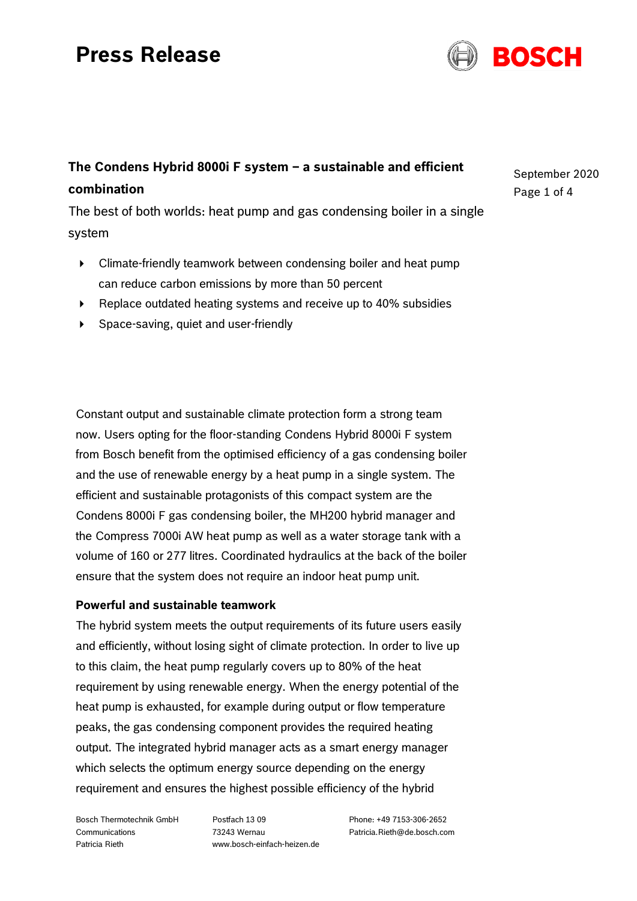# Press Release

## The Condens Hybrid 8000i F system – a sustainable and efficient combination

September 2020

The best of both worlds: heat pump and gas condensing boiler in a single system

- Climate-friendly teamwork between condensing boiler and heat pump can reduce carbon emissions by more than 50 percent
- Replace outdated heating systems and receive up to 40% subsidies
- Space-saving, quiet and user-friendly

Constant output and sustainable climate protection form a strong team now. Users opting for the floor-standing Condens Hybrid 8000i F system from Bosch benefit from the optimised efficiency of a gas condensing boiler and the use of renewable energy by a heat pump in a single system. The efficient and sustainable protagonists of this compact system are the Condens 8000i F gas condensing boiler, the MH200 hybrid manager and the Compress 7000i AW heat pump as well as a water storage tank with a volume of 160 or 277 litres. Coordinated hydraulics at the back of the boiler ensure that the system does not require an indoor heat pump unit.

### Powerful and sustainable teamwork

The hybrid system meets the output requirements of its future users easily and efficiently, without losing sight of climate protection. In order to live up to this claim, the heat pump regularly covers up to 80% of the heat requirement by using renewable energy. When the energy potential of the heat pump is exhausted, for example during output or flow temperature peaks, the gas condensing component provides the required heating output. The integrated hybrid manager acts as a smart energy manager which selects the optimum energy source depending on the energy requirement and ensures the highest possible efficiency of the hybrid

Bosch Thermotechnik GmbH
Communications
Patricia Rieth

Postfach 13 09
73243 Wernau
www.bosch-einfach-heizen.de

Phone: +49 7153-306-2652
Patricia.Rieth@de.bosch.com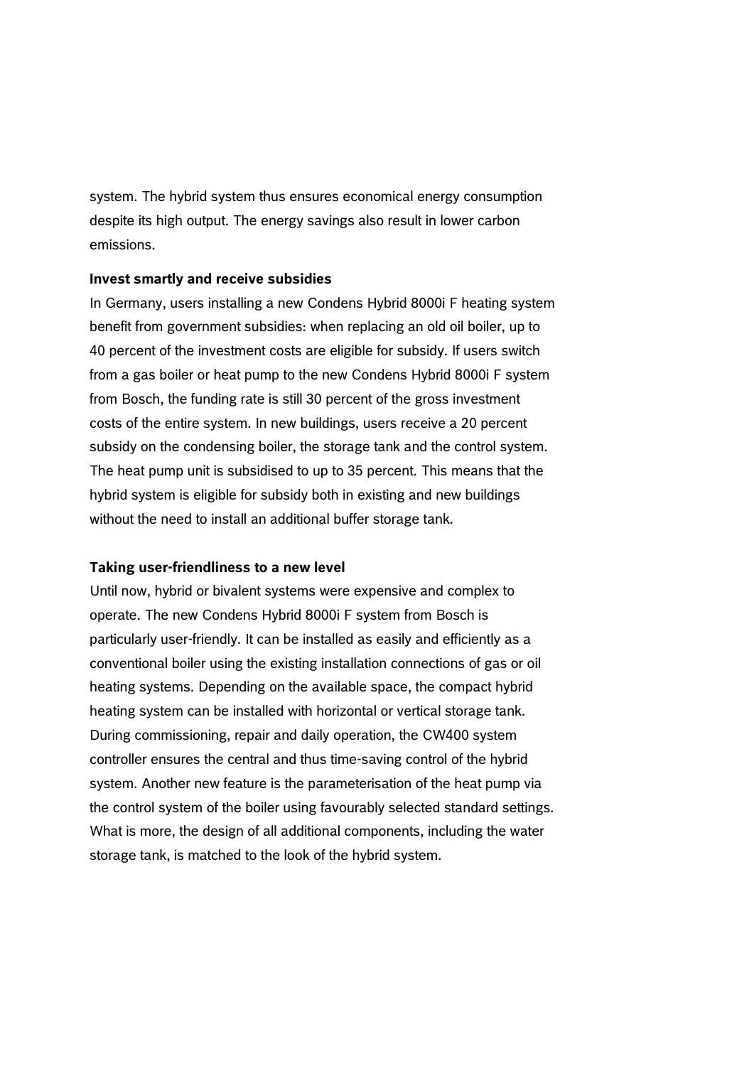system. The hybrid system thus ensures economical energy consumption despite its high output. The energy savings also result in lower carbon emissions.

**Invest smartly and receive subsidies**

In Germany, users installing a new Condens Hybrid 8000i F heating system benefit from government subsidies: when replacing an old oil boiler, up to 40 percent of the investment costs are eligible for subsidy. If users switch from a gas boiler or heat pump to the new Condens Hybrid 8000i F system from Bosch, the funding rate is still 30 percent of the gross investment costs of the entire system. In new buildings, users receive a 20 percent subsidy on the condensing boiler, the storage tank and the control system. The heat pump unit is subsidised to up to 35 percent. This means that the hybrid system is eligible for subsidy both in existing and new buildings without the need to install an additional buffer storage tank.

**Taking user-friendliness to a new level**

Until now, hybrid or bivalent systems were expensive and complex to operate. The new Condens Hybrid 8000i F system from Bosch is particularly user-friendly. It can be installed as easily and efficiently as a conventional boiler using the existing installation connections of gas or oil heating systems. Depending on the available space, the compact hybrid heating system can be installed with horizontal or vertical storage tank. During commissioning, repair and daily operation, the CW400 system controller ensures the central and thus time-saving control of the hybrid system. Another new feature is the parameterisation of the heat pump via the control system of the boiler using favourably selected standard settings. What is more, the design of all additional components, including the water storage tank, is matched to the look of the hybrid system.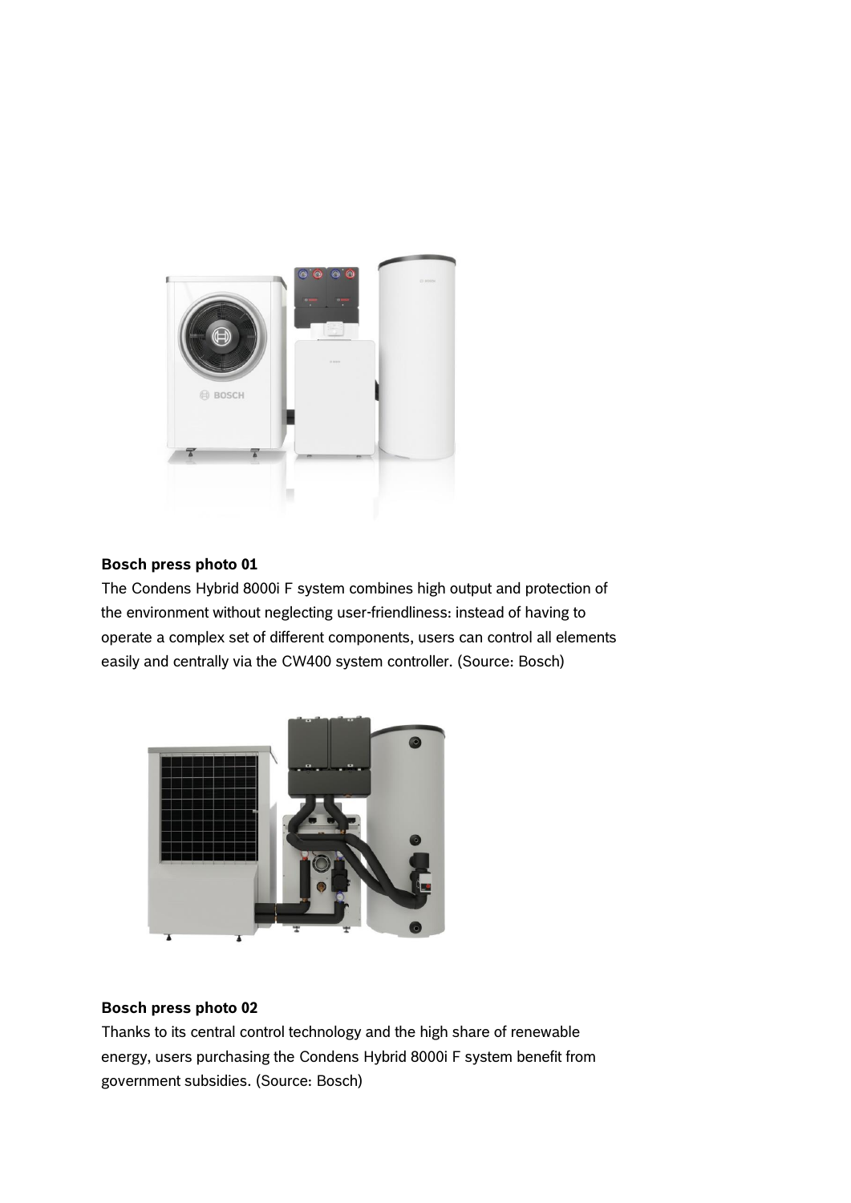**Bosch press photo 01**
The Condens Hybrid 8000i F system combines high output and protection of the environment without neglecting user-friendliness: instead of having to operate a complex set of different components, users can control all elements easily and centrally via the CW400 system controller. (Source: Bosch)

**Bosch press photo 02**
Thanks to its central control technology and the high share of renewable energy, users purchasing the Condens Hybrid 8000i F system benefit from government subsidies. (Source: Bosch)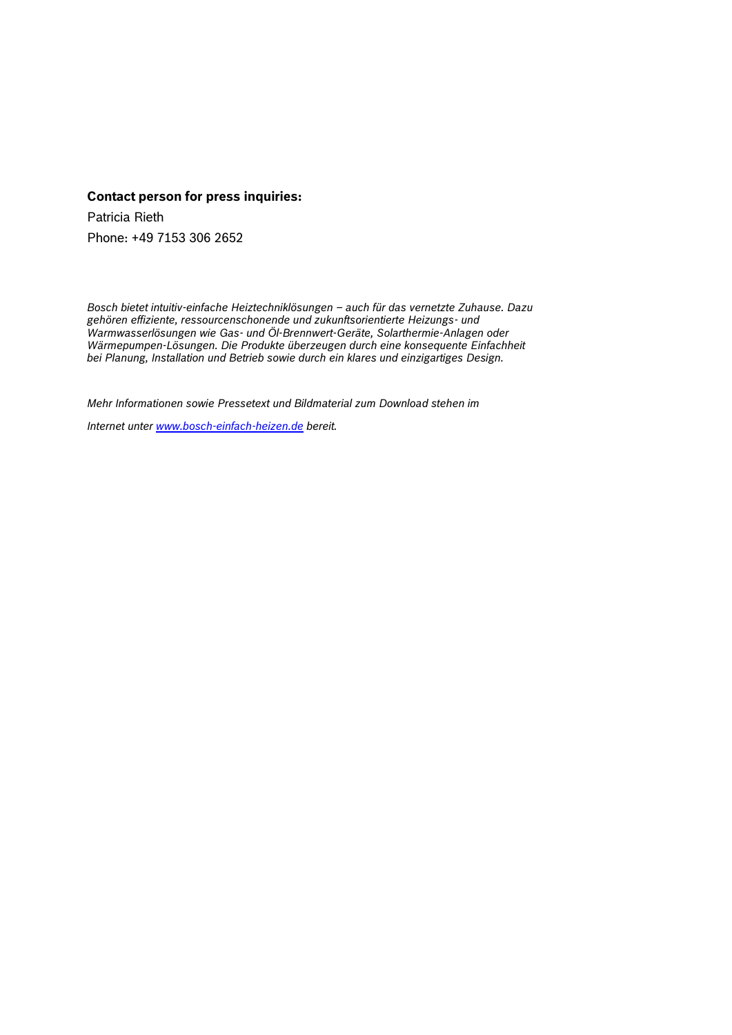**Contact person for press inquiries:**

Patricia Rieth

Phone: +49 7153 306 2652

*Bosch bietet intuitiv-einfache Heiztechniklösungen – auch für das vernetzte Zuhause. Dazu gehören effiziente, ressourcenschonende und zukunftsorientierte Heizungs- und Warmwasserlösungen wie Gas- und Öl-Brennwert-Geräte, Solarthermie-Anlagen oder Wärmepumpen-Lösungen. Die Produkte überzeugen durch eine konsequente Einfachheit bei Planung, Installation und Betrieb sowie durch ein klares und einzigartiges Design.*

*Mehr Informationen sowie Pressetext und Bildmaterial zum Download stehen im Internet unter [www.bosch-einfach-heizen.de](http://www.bosch-einfach-heizen.de) bereit.*